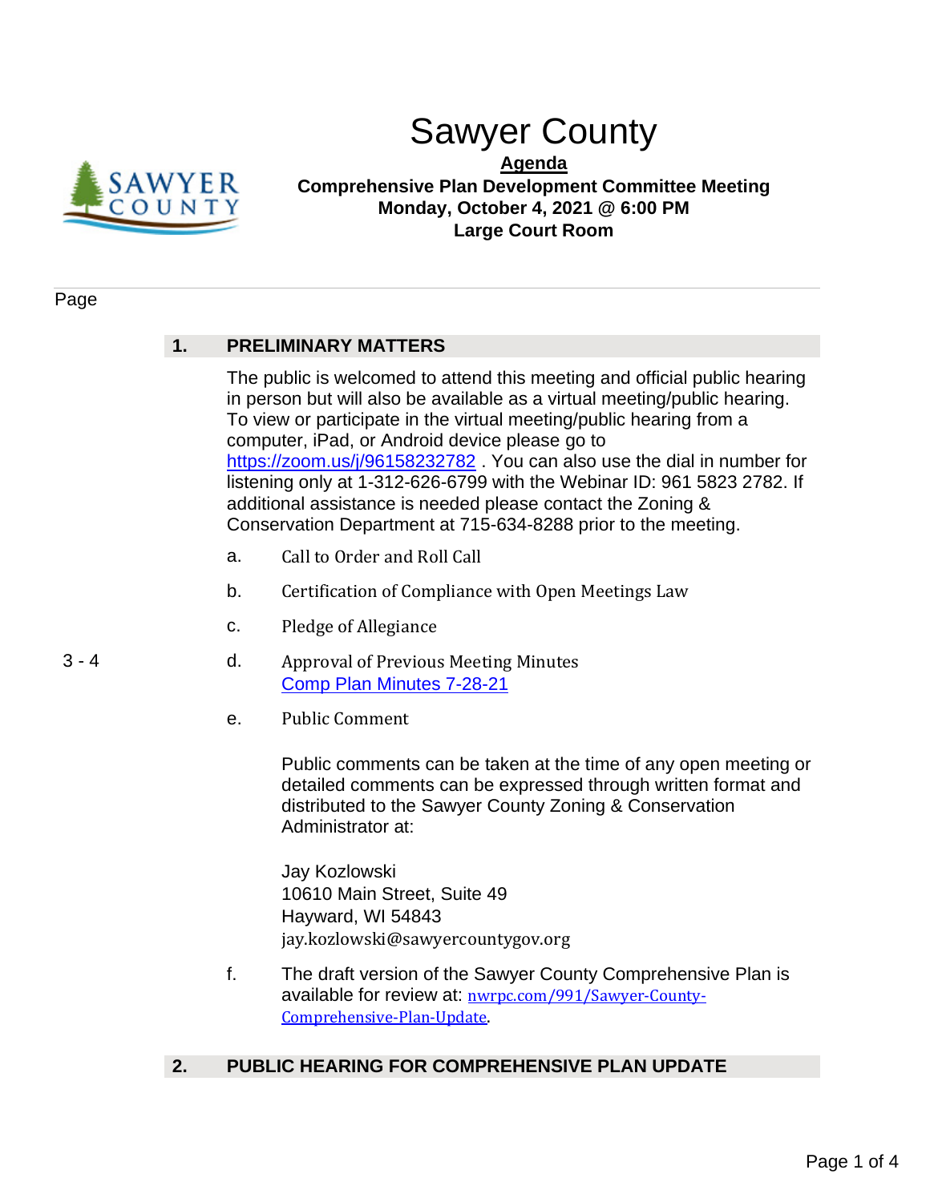# Sawyer County

**Agenda**

**Comprehensive Plan Development Committee Meeting**
**Monday, October 4, 2021 @ 6:00 PM**
**Large Court Room**

Page

## 1. PRELIMINARY MATTERS

The public is welcomed to attend this meeting and official public hearing in person but will also be available as a virtual meeting/public hearing. To view or participate in the virtual meeting/public hearing from a computer, iPad, or Android device please go to https://zoom.us/j/96158232782 . You can also use the dial in number for listening only at 1-312-626-6799 with the Webinar ID: 961 5823 2782. If additional assistance is needed please contact the Zoning & Conservation Department at 715-634-8288 prior to the meeting.

a. Call to Order and Roll Call

b. Certification of Compliance with Open Meetings Law

c. Pledge of Allegiance

3 - 4 &nbsp;&nbsp; d. Approval of Previous Meeting Minutes
Comp Plan Minutes 7-28-21

e. Public Comment

Public comments can be taken at the time of any open meeting or detailed comments can be expressed through written format and distributed to the Sawyer County Zoning & Conservation Administrator at:

Jay Kozlowski
10610 Main Street, Suite 49
Hayward, WI 54843
jay.kozlowski@sawyercountygov.org

f. The draft version of the Sawyer County Comprehensive Plan is available for review at: nwrpc.com/991/Sawyer-County-Comprehensive-Plan-Update.

## 2. PUBLIC HEARING FOR COMPREHENSIVE PLAN UPDATE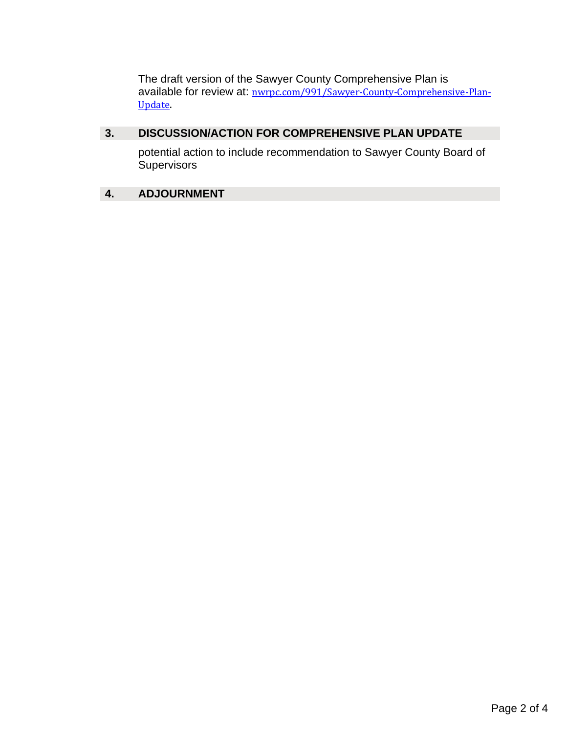The draft version of the Sawyer County Comprehensive Plan is available for review at: [nwrpc.com/991/Sawyer-County-Comprehensive-Plan-Update](nwrpc.com/991/Sawyer-County-Comprehensive-Plan-Update).

## 3. DISCUSSION/ACTION FOR COMPREHENSIVE PLAN UPDATE

potential action to include recommendation to Sawyer County Board of Supervisors

## 4. ADJOURNMENT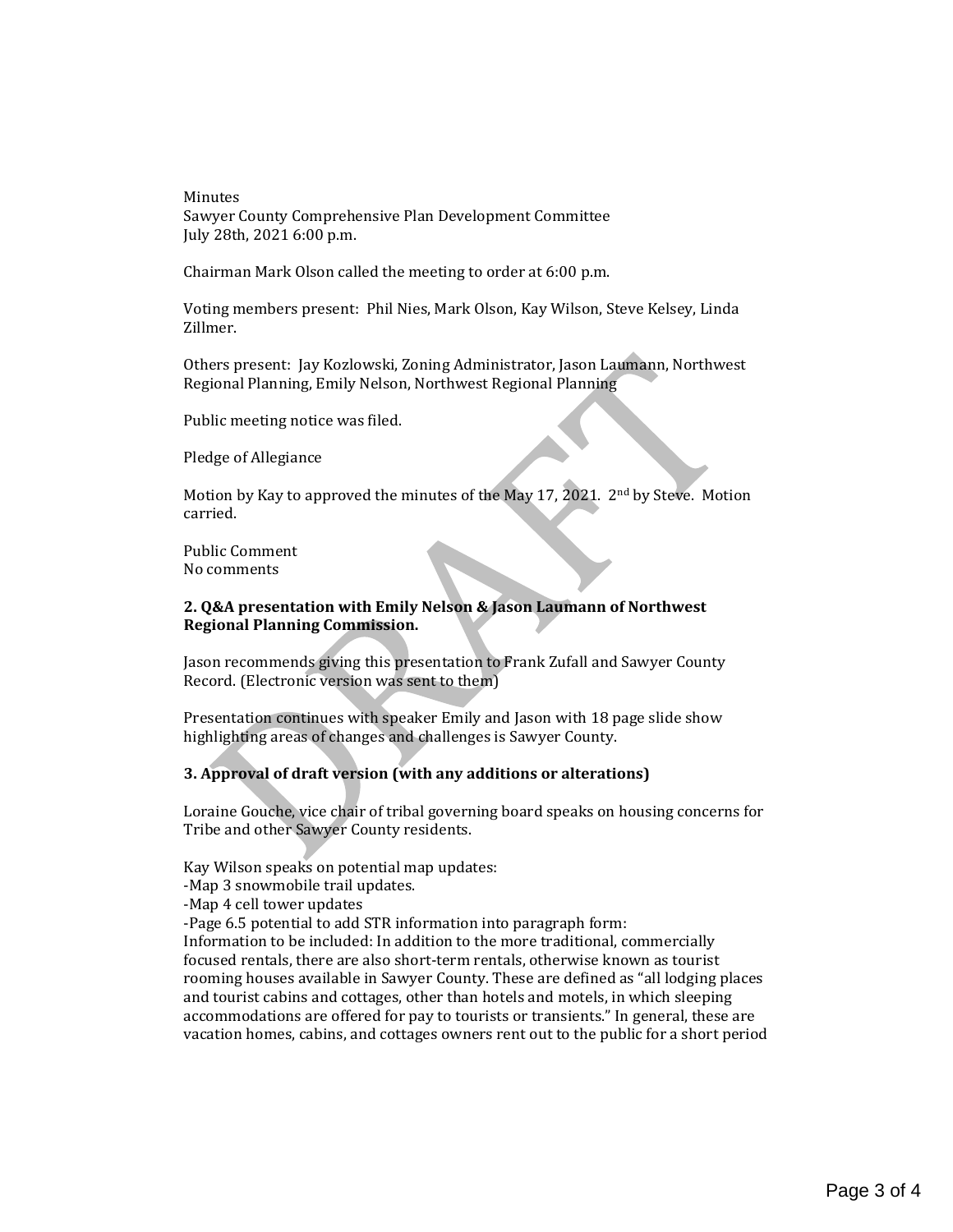Minutes
Sawyer County Comprehensive Plan Development Committee
July 28th, 2021 6:00 p.m.

Chairman Mark Olson called the meeting to order at 6:00 p.m.

Voting members present: Phil Nies, Mark Olson, Kay Wilson, Steve Kelsey, Linda Zillmer.

Others present: Jay Kozlowski, Zoning Administrator, Jason Laumann, Northwest Regional Planning, Emily Nelson, Northwest Regional Planning

Public meeting notice was filed.

Pledge of Allegiance

Motion by Kay to approved the minutes of the May 17, 2021. 2nd by Steve. Motion carried.

Public Comment
No comments

**2. Q&A presentation with Emily Nelson & Jason Laumann of Northwest Regional Planning Commission.**

Jason recommends giving this presentation to Frank Zufall and Sawyer County Record. (Electronic version was sent to them)

Presentation continues with speaker Emily and Jason with 18 page slide show highlighting areas of changes and challenges is Sawyer County.

**3. Approval of draft version (with any additions or alterations)**

Loraine Gouche, vice chair of tribal governing board speaks on housing concerns for Tribe and other Sawyer County residents.

Kay Wilson speaks on potential map updates:
-Map 3 snowmobile trail updates.
-Map 4 cell tower updates
-Page 6.5 potential to add STR information into paragraph form:
Information to be included: In addition to the more traditional, commercially focused rentals, there are also short-term rentals, otherwise known as tourist rooming houses available in Sawyer County. These are defined as "all lodging places and tourist cabins and cottages, other than hotels and motels, in which sleeping accommodations are offered for pay to tourists or transients." In general, these are vacation homes, cabins, and cottages owners rent out to the public for a short period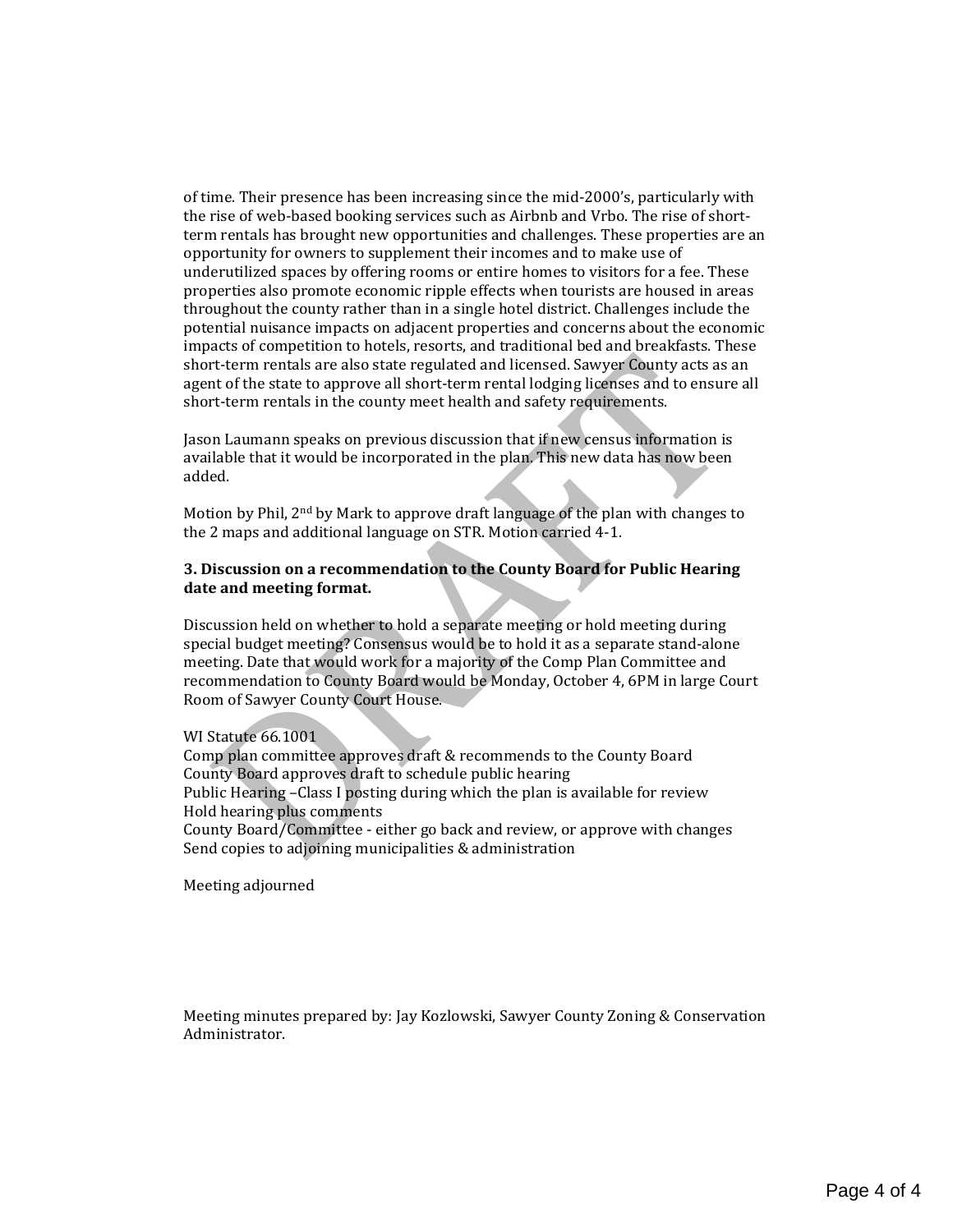of time. Their presence has been increasing since the mid-2000's, particularly with the rise of web-based booking services such as Airbnb and Vrbo. The rise of short-term rentals has brought new opportunities and challenges. These properties are an opportunity for owners to supplement their incomes and to make use of underutilized spaces by offering rooms or entire homes to visitors for a fee. These properties also promote economic ripple effects when tourists are housed in areas throughout the county rather than in a single hotel district. Challenges include the potential nuisance impacts on adjacent properties and concerns about the economic impacts of competition to hotels, resorts, and traditional bed and breakfasts. These short-term rentals are also state regulated and licensed. Sawyer County acts as an agent of the state to approve all short-term rental lodging licenses and to ensure all short-term rentals in the county meet health and safety requirements.

Jason Laumann speaks on previous discussion that if new census information is available that it would be incorporated in the plan. This new data has now been added.

Motion by Phil, 2nd by Mark to approve draft language of the plan with changes to the 2 maps and additional language on STR. Motion carried 4-1.

**3. Discussion on a recommendation to the County Board for Public Hearing date and meeting format.**

Discussion held on whether to hold a separate meeting or hold meeting during special budget meeting? Consensus would be to hold it as a separate stand-alone meeting. Date that would work for a majority of the Comp Plan Committee and recommendation to County Board would be Monday, October 4, 6PM in large Court Room of Sawyer County Court House.

WI Statute 66.1001
Comp plan committee approves draft & recommends to the County Board
County Board approves draft to schedule public hearing
Public Hearing –Class I posting during which the plan is available for review
Hold hearing plus comments
County Board/Committee - either go back and review, or approve with changes
Send copies to adjoining municipalities & administration

Meeting adjourned

Meeting minutes prepared by: Jay Kozlowski, Sawyer County Zoning & Conservation Administrator.